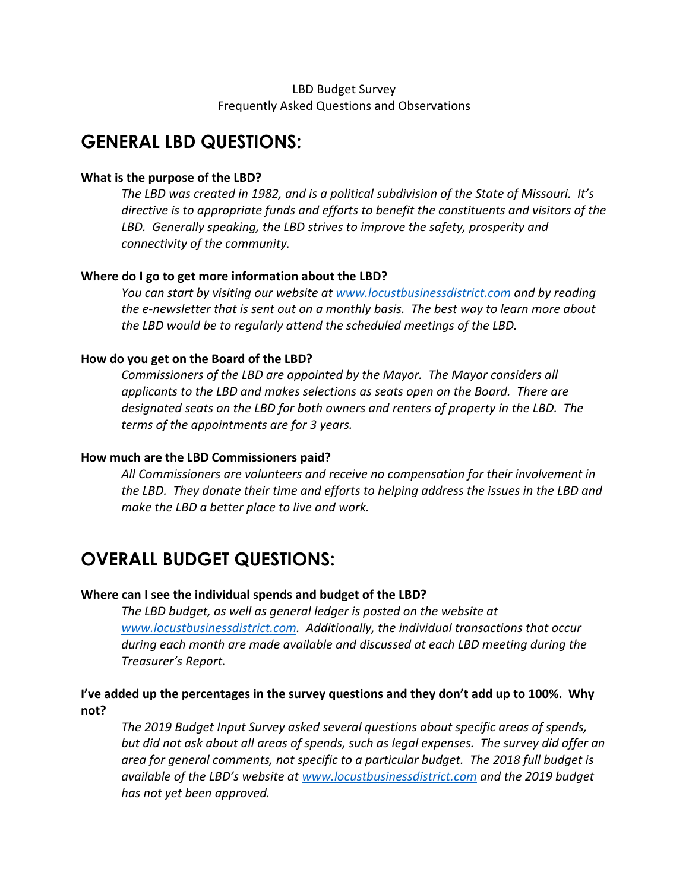LBD Budget Survey
Frequently Asked Questions and Observations

# GENERAL LBD QUESTIONS:

**What is the purpose of the LBD?**

*The LBD was created in 1982, and is a political subdivision of the State of Missouri. It's directive is to appropriate funds and efforts to benefit the constituents and visitors of the LBD. Generally speaking, the LBD strives to improve the safety, prosperity and connectivity of the community.*

**Where do I go to get more information about the LBD?**

*You can start by visiting our website at [www.locustbusinessdistrict.com](www.locustbusinessdistrict.com) and by reading the e-newsletter that is sent out on a monthly basis. The best way to learn more about the LBD would be to regularly attend the scheduled meetings of the LBD.*

**How do you get on the Board of the LBD?**

*Commissioners of the LBD are appointed by the Mayor. The Mayor considers all applicants to the LBD and makes selections as seats open on the Board. There are designated seats on the LBD for both owners and renters of property in the LBD. The terms of the appointments are for 3 years.*

**How much are the LBD Commissioners paid?**

*All Commissioners are volunteers and receive no compensation for their involvement in the LBD. They donate their time and efforts to helping address the issues in the LBD and make the LBD a better place to live and work.*

# OVERALL BUDGET QUESTIONS:

**Where can I see the individual spends and budget of the LBD?**

*The LBD budget, as well as general ledger is posted on the website at [www.locustbusinessdistrict.com](www.locustbusinessdistrict.com). Additionally, the individual transactions that occur during each month are made available and discussed at each LBD meeting during the Treasurer's Report.*

**I've added up the percentages in the survey questions and they don't add up to 100%. Why not?**

*The 2019 Budget Input Survey asked several questions about specific areas of spends, but did not ask about all areas of spends, such as legal expenses. The survey did offer an area for general comments, not specific to a particular budget. The 2018 full budget is available of the LBD's website at [www.locustbusinessdistrict.com](www.locustbusinessdistrict.com) and the 2019 budget has not yet been approved.*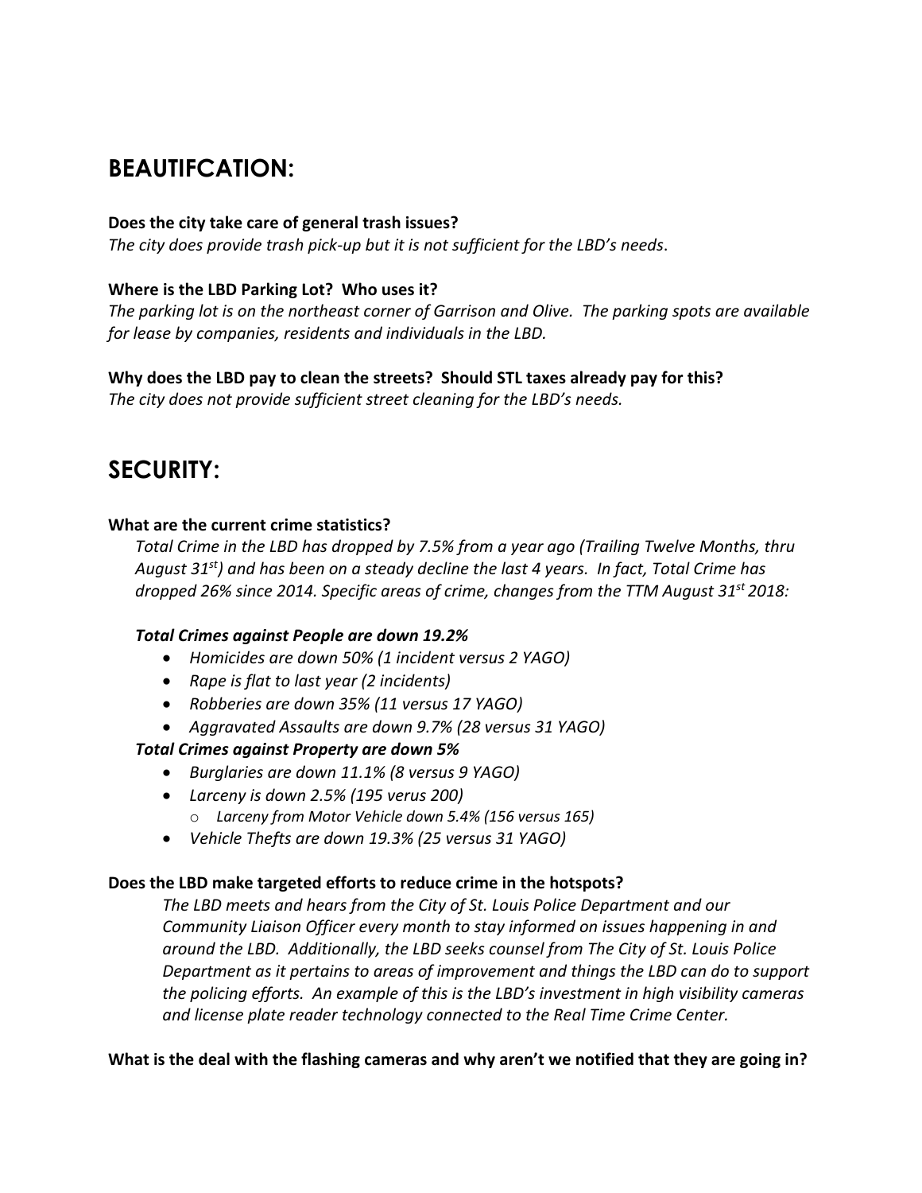## BEAUTIFCATION:

**Does the city take care of general trash issues?**
*The city does provide trash pick-up but it is not sufficient for the LBD's needs*.

**Where is the LBD Parking Lot? Who uses it?**
*The parking lot is on the northeast corner of Garrison and Olive. The parking spots are available for lease by companies, residents and individuals in the LBD.*

**Why does the LBD pay to clean the streets? Should STL taxes already pay for this?**
*The city does not provide sufficient street cleaning for the LBD's needs.*

## SECURITY:

**What are the current crime statistics?**

*Total Crime in the LBD has dropped by 7.5% from a year ago (Trailing Twelve Months, thru August 31st) and has been on a steady decline the last 4 years. In fact, Total Crime has dropped 26% since 2014. Specific areas of crime, changes from the TTM August 31st 2018:*

***Total Crimes against People are down 19.2%***

- *Homicides are down 50% (1 incident versus 2 YAGO)*
- *Rape is flat to last year (2 incidents)*
- *Robberies are down 35% (11 versus 17 YAGO)*
- *Aggravated Assaults are down 9.7% (28 versus 31 YAGO)*

***Total Crimes against Property are down 5%***

- *Burglaries are down 11.1% (8 versus 9 YAGO)*
- *Larceny is down 2.5% (195 verus 200)*
  - *Larceny from Motor Vehicle down 5.4% (156 versus 165)*
- *Vehicle Thefts are down 19.3% (25 versus 31 YAGO)*

**Does the LBD make targeted efforts to reduce crime in the hotspots?**

*The LBD meets and hears from the City of St. Louis Police Department and our Community Liaison Officer every month to stay informed on issues happening in and around the LBD. Additionally, the LBD seeks counsel from The City of St. Louis Police Department as it pertains to areas of improvement and things the LBD can do to support the policing efforts. An example of this is the LBD's investment in high visibility cameras and license plate reader technology connected to the Real Time Crime Center.*

**What is the deal with the flashing cameras and why aren't we notified that they are going in?**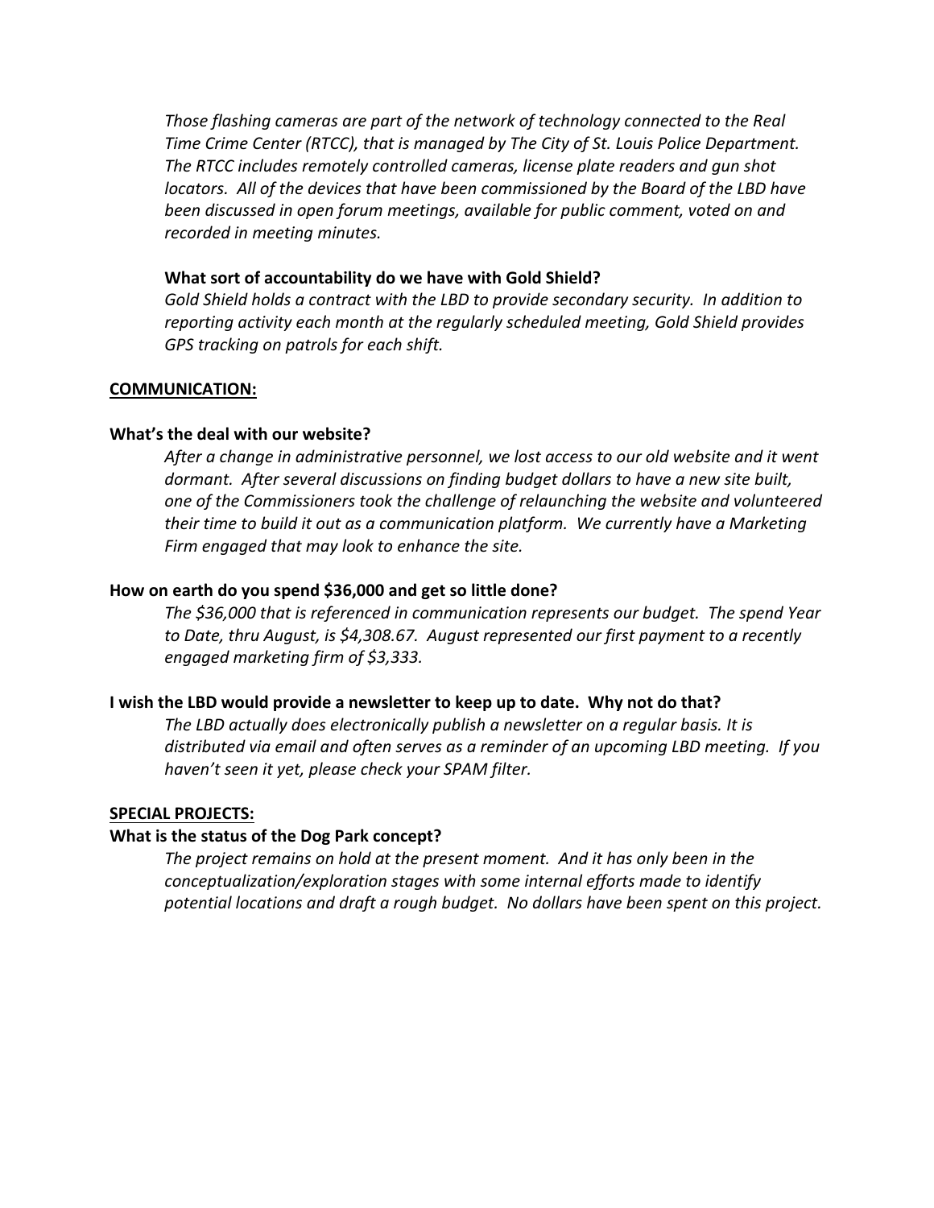*Those flashing cameras are part of the network of technology connected to the Real Time Crime Center (RTCC), that is managed by The City of St. Louis Police Department. The RTCC includes remotely controlled cameras, license plate readers and gun shot locators. All of the devices that have been commissioned by the Board of the LBD have been discussed in open forum meetings, available for public comment, voted on and recorded in meeting minutes.*

**What sort of accountability do we have with Gold Shield?**

*Gold Shield holds a contract with the LBD to provide secondary security. In addition to reporting activity each month at the regularly scheduled meeting, Gold Shield provides GPS tracking on patrols for each shift.*

**COMMUNICATION:**

**What's the deal with our website?**

*After a change in administrative personnel, we lost access to our old website and it went dormant. After several discussions on finding budget dollars to have a new site built, one of the Commissioners took the challenge of relaunching the website and volunteered their time to build it out as a communication platform. We currently have a Marketing Firm engaged that may look to enhance the site.*

**How on earth do you spend $36,000 and get so little done?**

*The $36,000 that is referenced in communication represents our budget. The spend Year to Date, thru August, is $4,308.67. August represented our first payment to a recently engaged marketing firm of $3,333.*

**I wish the LBD would provide a newsletter to keep up to date. Why not do that?**

*The LBD actually does electronically publish a newsletter on a regular basis. It is distributed via email and often serves as a reminder of an upcoming LBD meeting. If you haven't seen it yet, please check your SPAM filter.*

**SPECIAL PROJECTS:**

**What is the status of the Dog Park concept?**

*The project remains on hold at the present moment. And it has only been in the conceptualization/exploration stages with some internal efforts made to identify potential locations and draft a rough budget. No dollars have been spent on this project.*